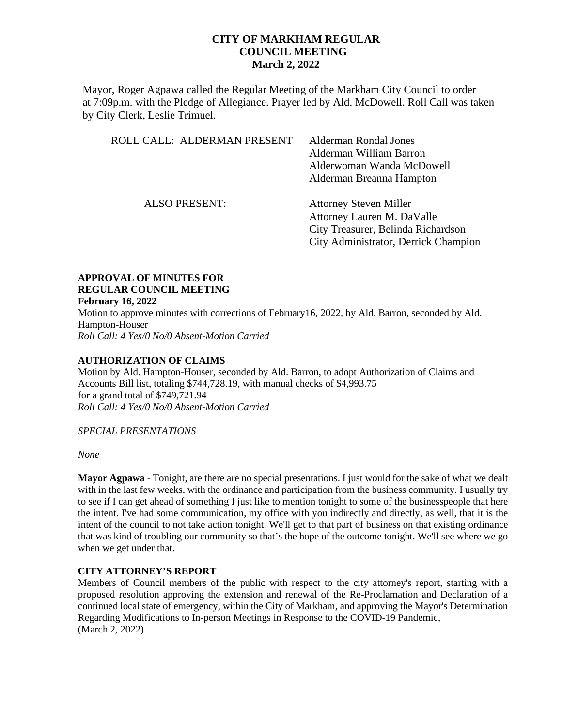# CITY OF MARKHAM REGULAR COUNCIL MEETING March 2, 2022

Mayor, Roger Agpawa called the Regular Meeting of the Markham City Council to order at 7:09p.m. with the Pledge of Allegiance. Prayer led by Ald. McDowell. Roll Call was taken by City Clerk, Leslie Trimuel.

ROLL CALL: ALDERMAN PRESENT
Alderman Rondal Jones
Alderman William Barron
Alderwoman Wanda McDowell
Alderman Breanna Hampton

ALSO PRESENT:
Attorney Steven Miller
Attorney Lauren M. DaValle
City Treasurer, Belinda Richardson
City Administrator, Derrick Champion

**APPROVAL OF MINUTES FOR REGULAR COUNCIL MEETING February 16, 2022**

Motion to approve minutes with corrections of February16, 2022, by Ald. Barron, seconded by Ald. Hampton-Houser

*Roll Call: 4 Yes/0 No/0 Absent-Motion Carried*

**AUTHORIZATION OF CLAIMS**

Motion by Ald. Hampton-Houser, seconded by Ald. Barron, to adopt Authorization of Claims and Accounts Bill list, totaling $744,728.19, with manual checks of $4,993.75 for a grand total of $749,721.94

*Roll Call: 4 Yes/0 No/0 Absent-Motion Carried*

*SPECIAL PRESENTATIONS*

*None*

**Mayor Agpawa** - Tonight, are there are no special presentations. I just would for the sake of what we dealt with in the last few weeks, with the ordinance and participation from the business community. I usually try to see if I can get ahead of something I just like to mention tonight to some of the businesspeople that here the intent. I've had some communication, my office with you indirectly and directly, as well, that it is the intent of the council to not take action tonight. We'll get to that part of business on that existing ordinance that was kind of troubling our community so that's the hope of the outcome tonight. We'll see where we go when we get under that.

**CITY ATTORNEY'S REPORT**

Members of Council members of the public with respect to the city attorney's report, starting with a proposed resolution approving the extension and renewal of the Re-Proclamation and Declaration of a continued local state of emergency, within the City of Markham, and approving the Mayor's Determination Regarding Modifications to In-person Meetings in Response to the COVID-19 Pandemic, (March 2, 2022)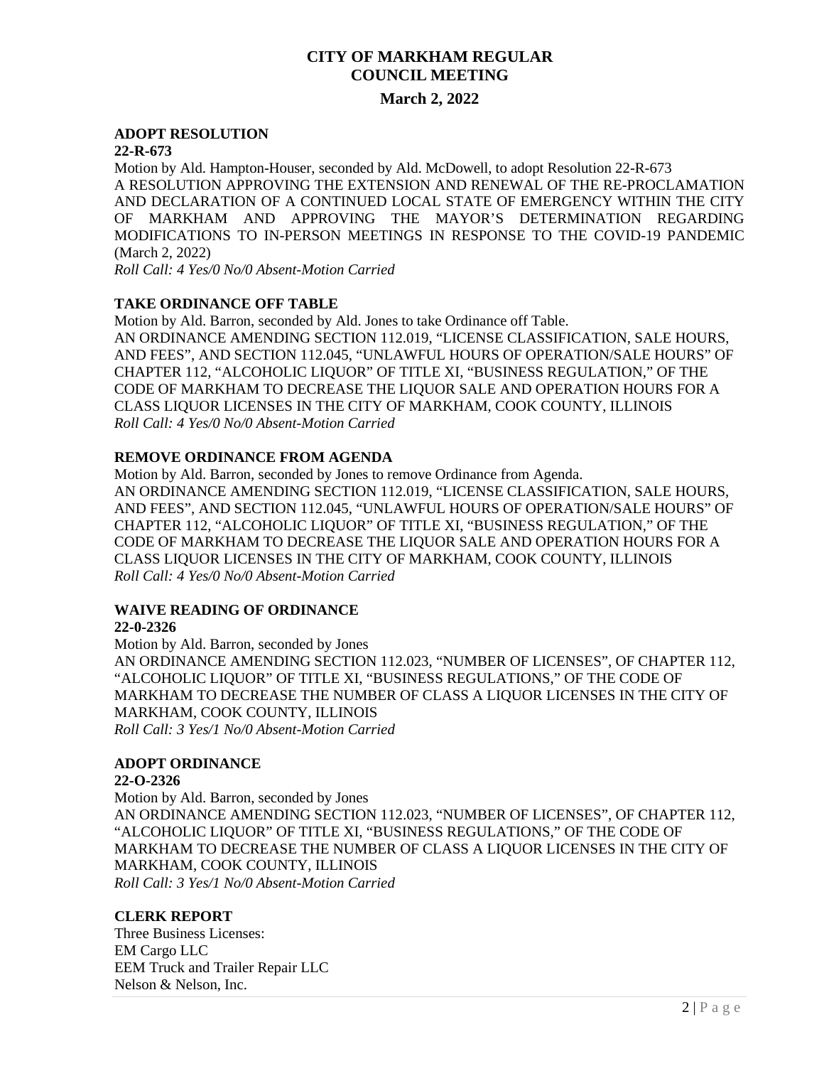# CITY OF MARKHAM REGULAR COUNCIL MEETING

## March 2, 2022

**ADOPT RESOLUTION**
**22-R-673**

Motion by Ald. Hampton-Houser, seconded by Ald. McDowell, to adopt Resolution 22-R-673 A RESOLUTION APPROVING THE EXTENSION AND RENEWAL OF THE RE-PROCLAMATION AND DECLARATION OF A CONTINUED LOCAL STATE OF EMERGENCY WITHIN THE CITY OF MARKHAM AND APPROVING THE MAYOR'S DETERMINATION REGARDING MODIFICATIONS TO IN-PERSON MEETINGS IN RESPONSE TO THE COVID-19 PANDEMIC (March 2, 2022)
*Roll Call: 4 Yes/0 No/0 Absent-Motion Carried*

**TAKE ORDINANCE OFF TABLE**

Motion by Ald. Barron, seconded by Ald. Jones to take Ordinance off Table.
AN ORDINANCE AMENDING SECTION 112.019, "LICENSE CLASSIFICATION, SALE HOURS, AND FEES", AND SECTION 112.045, "UNLAWFUL HOURS OF OPERATION/SALE HOURS" OF CHAPTER 112, "ALCOHOLIC LIQUOR" OF TITLE XI, "BUSINESS REGULATION," OF THE CODE OF MARKHAM TO DECREASE THE LIQUOR SALE AND OPERATION HOURS FOR A CLASS LIQUOR LICENSES IN THE CITY OF MARKHAM, COOK COUNTY, ILLINOIS
*Roll Call: 4 Yes/0 No/0 Absent-Motion Carried*

**REMOVE ORDINANCE FROM AGENDA**

Motion by Ald. Barron, seconded by Jones to remove Ordinance from Agenda.
AN ORDINANCE AMENDING SECTION 112.019, "LICENSE CLASSIFICATION, SALE HOURS, AND FEES", AND SECTION 112.045, "UNLAWFUL HOURS OF OPERATION/SALE HOURS" OF CHAPTER 112, "ALCOHOLIC LIQUOR" OF TITLE XI, "BUSINESS REGULATION," OF THE CODE OF MARKHAM TO DECREASE THE LIQUOR SALE AND OPERATION HOURS FOR A CLASS LIQUOR LICENSES IN THE CITY OF MARKHAM, COOK COUNTY, ILLINOIS
*Roll Call: 4 Yes/0 No/0 Absent-Motion Carried*

**WAIVE READING OF ORDINANCE**
**22-0-2326**

Motion by Ald. Barron, seconded by Jones
AN ORDINANCE AMENDING SECTION 112.023, "NUMBER OF LICENSES", OF CHAPTER 112, "ALCOHOLIC LIQUOR" OF TITLE XI, "BUSINESS REGULATIONS," OF THE CODE OF MARKHAM TO DECREASE THE NUMBER OF CLASS A LIQUOR LICENSES IN THE CITY OF MARKHAM, COOK COUNTY, ILLINOIS
*Roll Call: 3 Yes/1 No/0 Absent-Motion Carried*

**ADOPT ORDINANCE**
**22-O-2326**

Motion by Ald. Barron, seconded by Jones
AN ORDINANCE AMENDING SECTION 112.023, "NUMBER OF LICENSES", OF CHAPTER 112, "ALCOHOLIC LIQUOR" OF TITLE XI, "BUSINESS REGULATIONS," OF THE CODE OF MARKHAM TO DECREASE THE NUMBER OF CLASS A LIQUOR LICENSES IN THE CITY OF MARKHAM, COOK COUNTY, ILLINOIS
*Roll Call: 3 Yes/1 No/0 Absent-Motion Carried*

**CLERK REPORT**

Three Business Licenses:
EM Cargo LLC
EEM Truck and Trailer Repair LLC
Nelson & Nelson, Inc.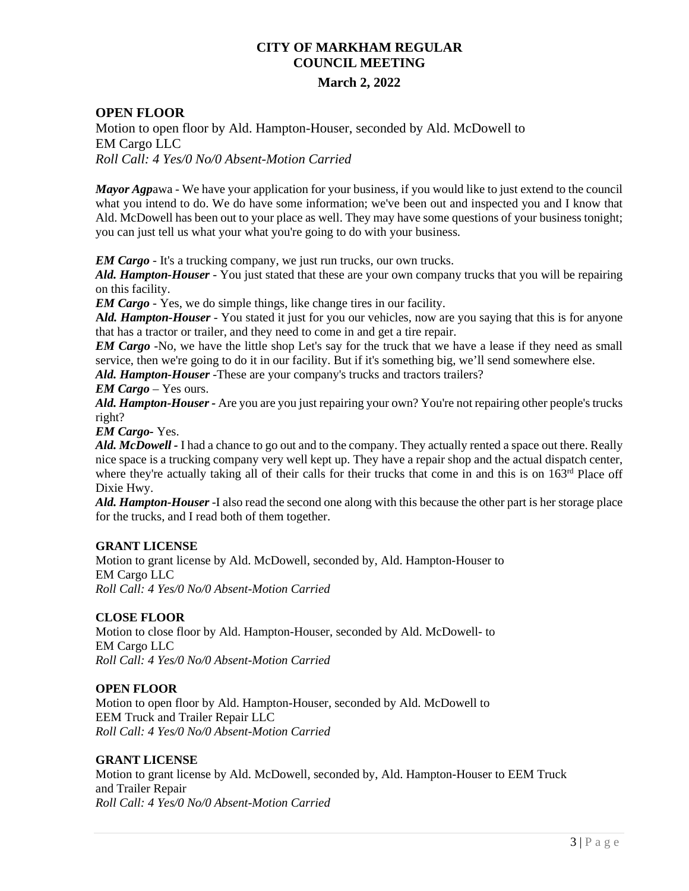# CITY OF MARKHAM REGULAR COUNCIL MEETING

## March 2, 2022

### OPEN FLOOR

Motion to open floor by Ald. Hampton-Houser, seconded by Ald. McDowell to EM Cargo LLC
*Roll Call: 4 Yes/0 No/0 Absent-Motion Carried*

***Mayor Agp**awa* - We have your application for your business, if you would like to just extend to the council what you intend to do. We do have some information; we've been out and inspected you and I know that Ald. McDowell has been out to your place as well. They may have some questions of your business tonight; you can just tell us what your what you're going to do with your business.

***EM Cargo*** - It's a trucking company, we just run trucks, our own trucks.
***Ald. Hampton-Houser*** - You just stated that these are your own company trucks that you will be repairing on this facility.
***EM Cargo*** - Yes, we do simple things, like change tires in our facility.
***Ald. Hampton-Houser*** - You stated it just for you our vehicles, now are you saying that this is for anyone that has a tractor or trailer, and they need to come in and get a tire repair.
***EM Cargo*** -No, we have the little shop Let's say for the truck that we have a lease if they need as small service, then we're going to do it in our facility. But if it's something big, we'll send somewhere else.
***Ald. Hampton-Houser*** -These are your company's trucks and tractors trailers?
***EM Cargo*** – Yes ours.
***Ald. Hampton-Houser*** - Are you are you just repairing your own? You're not repairing other people's trucks right?
***EM Cargo***- Yes.
***Ald. McDowell*** - I had a chance to go out and to the company. They actually rented a space out there. Really nice space is a trucking company very well kept up. They have a repair shop and the actual dispatch center, where they're actually taking all of their calls for their trucks that come in and this is on 163rd Place off Dixie Hwy.
***Ald. Hampton-Houser*** -I also read the second one along with this because the other part is her storage place for the trucks, and I read both of them together.

### GRANT LICENSE

Motion to grant license by Ald. McDowell, seconded by, Ald. Hampton-Houser to EM Cargo LLC
*Roll Call: 4 Yes/0 No/0 Absent-Motion Carried*

### CLOSE FLOOR

Motion to close floor by Ald. Hampton-Houser, seconded by Ald. McDowell- to EM Cargo LLC
*Roll Call: 4 Yes/0 No/0 Absent-Motion Carried*

### OPEN FLOOR

Motion to open floor by Ald. Hampton-Houser, seconded by Ald. McDowell to EEM Truck and Trailer Repair LLC
*Roll Call: 4 Yes/0 No/0 Absent-Motion Carried*

### GRANT LICENSE

Motion to grant license by Ald. McDowell, seconded by, Ald. Hampton-Houser to EEM Truck and Trailer Repair
*Roll Call: 4 Yes/0 No/0 Absent-Motion Carried*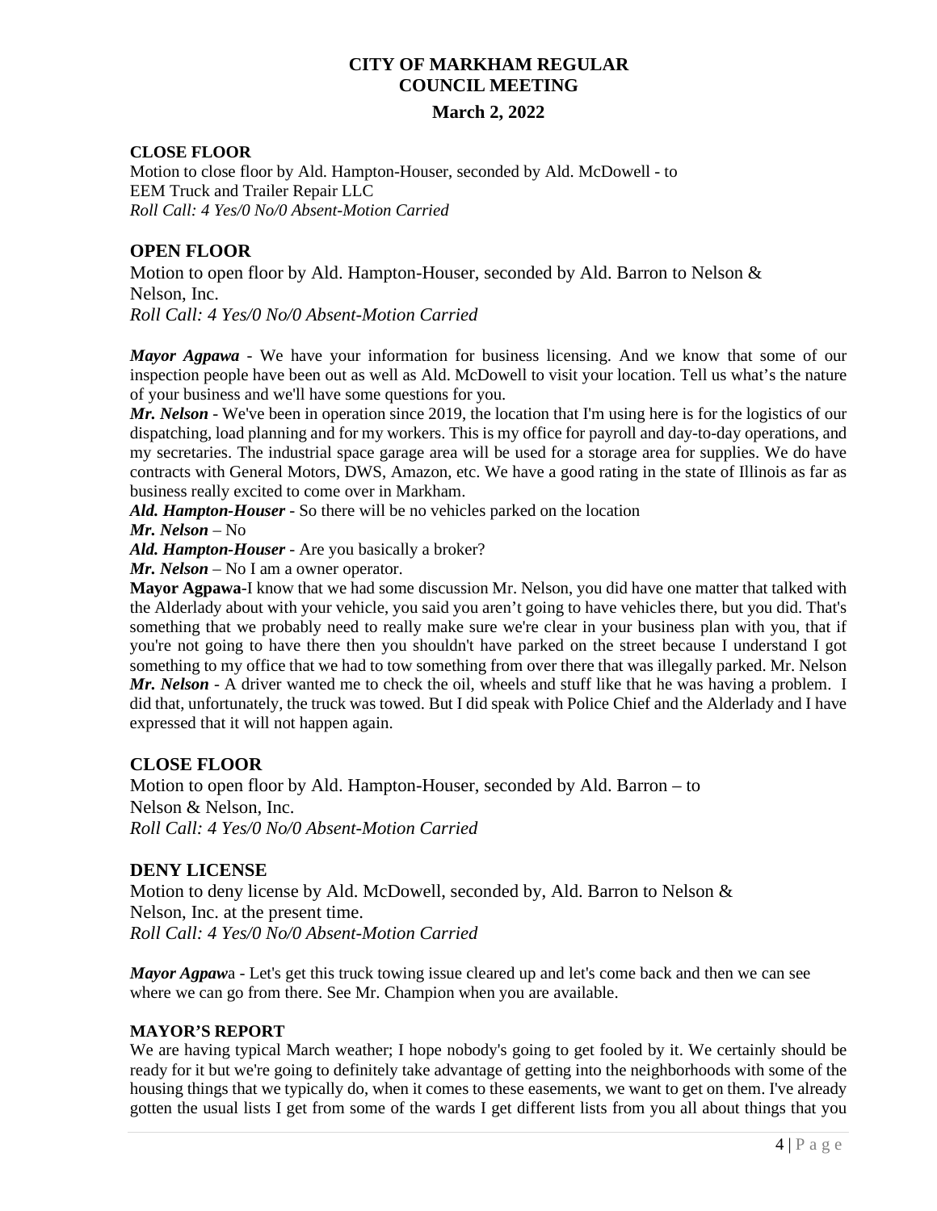# CITY OF MARKHAM REGULAR COUNCIL MEETING

## March 2, 2022

**CLOSE FLOOR**

Motion to close floor by Ald. Hampton-Houser, seconded by Ald. McDowell - to EEM Truck and Trailer Repair LLC
*Roll Call: 4 Yes/0 No/0 Absent-Motion Carried*

## OPEN FLOOR

Motion to open floor by Ald. Hampton-Houser, seconded by Ald. Barron to Nelson & Nelson, Inc.
*Roll Call: 4 Yes/0 No/0 Absent-Motion Carried*

***Mayor Agpawa*** - We have your information for business licensing. And we know that some of our inspection people have been out as well as Ald. McDowell to visit your location. Tell us what's the nature of your business and we'll have some questions for you.

***Mr. Nelson*** - We've been in operation since 2019, the location that I'm using here is for the logistics of our dispatching, load planning and for my workers. This is my office for payroll and day-to-day operations, and my secretaries. The industrial space garage area will be used for a storage area for supplies. We do have contracts with General Motors, DWS, Amazon, etc. We have a good rating in the state of Illinois as far as business really excited to come over in Markham.

***Ald. Hampton-Houser*** - So there will be no vehicles parked on the location

***Mr. Nelson*** – No

***Ald. Hampton-Houser*** - Are you basically a broker?

***Mr. Nelson*** – No I am a owner operator.

**Mayor Agpawa**-I know that we had some discussion Mr. Nelson, you did have one matter that talked with the Alderlady about with your vehicle, you said you aren't going to have vehicles there, but you did. That's something that we probably need to really make sure we're clear in your business plan with you, that if you're not going to have there then you shouldn't have parked on the street because I understand I got something to my office that we had to tow something from over there that was illegally parked. Mr. Nelson

***Mr. Nelson*** - A driver wanted me to check the oil, wheels and stuff like that he was having a problem. I did that, unfortunately, the truck was towed. But I did speak with Police Chief and the Alderlady and I have expressed that it will not happen again.

## CLOSE FLOOR

Motion to open floor by Ald. Hampton-Houser, seconded by Ald. Barron – to Nelson & Nelson, Inc.
*Roll Call: 4 Yes/0 No/0 Absent-Motion Carried*

## DENY LICENSE

Motion to deny license by Ald. McDowell, seconded by, Ald. Barron to Nelson & Nelson, Inc. at the present time.
*Roll Call: 4 Yes/0 No/0 Absent-Motion Carried*

***Mayor Agpaw***a - Let's get this truck towing issue cleared up and let's come back and then we can see where we can go from there. See Mr. Champion when you are available.

**MAYOR'S REPORT**

We are having typical March weather; I hope nobody's going to get fooled by it. We certainly should be ready for it but we're going to definitely take advantage of getting into the neighborhoods with some of the housing things that we typically do, when it comes to these easements, we want to get on them. I've already gotten the usual lists I get from some of the wards I get different lists from you all about things that you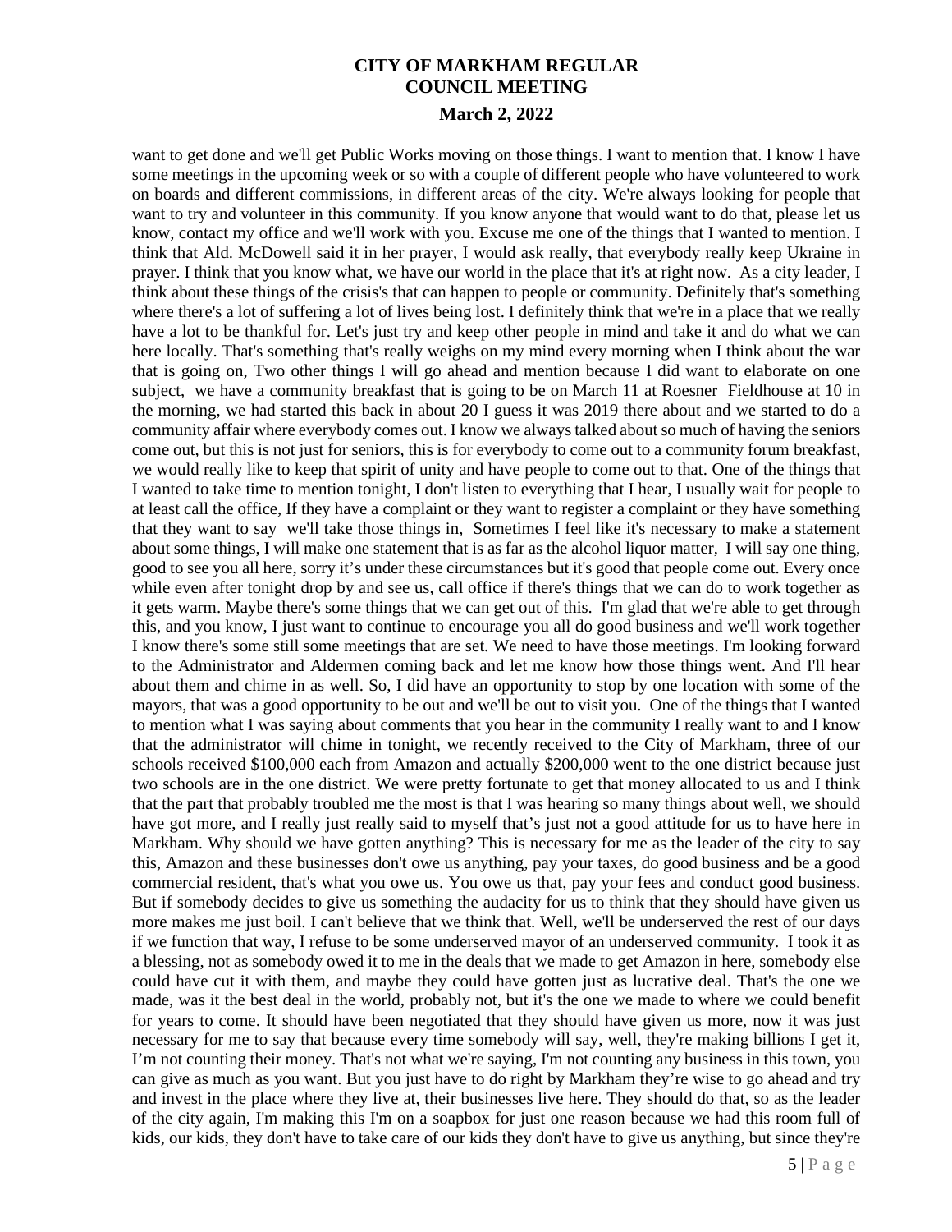want to get done and we'll get Public Works moving on those things. I want to mention that. I know I have some meetings in the upcoming week or so with a couple of different people who have volunteered to work on boards and different commissions, in different areas of the city. We're always looking for people that want to try and volunteer in this community. If you know anyone that would want to do that, please let us know, contact my office and we'll work with you. Excuse me one of the things that I wanted to mention. I think that Ald. McDowell said it in her prayer, I would ask really, that everybody really keep Ukraine in prayer. I think that you know what, we have our world in the place that it's at right now. As a city leader, I think about these things of the crisis's that can happen to people or community. Definitely that's something where there's a lot of suffering a lot of lives being lost. I definitely think that we're in a place that we really have a lot to be thankful for. Let's just try and keep other people in mind and take it and do what we can here locally. That's something that's really weighs on my mind every morning when I think about the war that is going on, Two other things I will go ahead and mention because I did want to elaborate on one subject, we have a community breakfast that is going to be on March 11 at Roesner Fieldhouse at 10 in the morning, we had started this back in about 20 I guess it was 2019 there about and we started to do a community affair where everybody comes out. I know we always talked about so much of having the seniors come out, but this is not just for seniors, this is for everybody to come out to a community forum breakfast, we would really like to keep that spirit of unity and have people to come out to that. One of the things that I wanted to take time to mention tonight, I don't listen to everything that I hear, I usually wait for people to at least call the office, If they have a complaint or they want to register a complaint or they have something that they want to say we'll take those things in, Sometimes I feel like it's necessary to make a statement about some things, I will make one statement that is as far as the alcohol liquor matter, I will say one thing, good to see you all here, sorry it's under these circumstances but it's good that people come out. Every once while even after tonight drop by and see us, call office if there's things that we can do to work together as it gets warm. Maybe there's some things that we can get out of this. I'm glad that we're able to get through this, and you know, I just want to continue to encourage you all do good business and we'll work together I know there's some still some meetings that are set. We need to have those meetings. I'm looking forward to the Administrator and Aldermen coming back and let me know how those things went. And I'll hear about them and chime in as well. So, I did have an opportunity to stop by one location with some of the mayors, that was a good opportunity to be out and we'll be out to visit you. One of the things that I wanted to mention what I was saying about comments that you hear in the community I really want to and I know that the administrator will chime in tonight, we recently received to the City of Markham, three of our schools received $100,000 each from Amazon and actually $200,000 went to the one district because just two schools are in the one district. We were pretty fortunate to get that money allocated to us and I think that the part that probably troubled me the most is that I was hearing so many things about well, we should have got more, and I really just really said to myself that's just not a good attitude for us to have here in Markham. Why should we have gotten anything? This is necessary for me as the leader of the city to say this, Amazon and these businesses don't owe us anything, pay your taxes, do good business and be a good commercial resident, that's what you owe us. You owe us that, pay your fees and conduct good business. But if somebody decides to give us something the audacity for us to think that they should have given us more makes me just boil. I can't believe that we think that. Well, we'll be underserved the rest of our days if we function that way, I refuse to be some underserved mayor of an underserved community. I took it as a blessing, not as somebody owed it to me in the deals that we made to get Amazon in here, somebody else could have cut it with them, and maybe they could have gotten just as lucrative deal. That's the one we made, was it the best deal in the world, probably not, but it's the one we made to where we could benefit for years to come. It should have been negotiated that they should have given us more, now it was just necessary for me to say that because every time somebody will say, well, they're making billions I get it, I'm not counting their money. That's not what we're saying, I'm not counting any business in this town, you can give as much as you want. But you just have to do right by Markham they're wise to go ahead and try and invest in the place where they live at, their businesses live here. They should do that, so as the leader of the city again, I'm making this I'm on a soapbox for just one reason because we had this room full of kids, our kids, they don't have to take care of our kids they don't have to give us anything, but since they're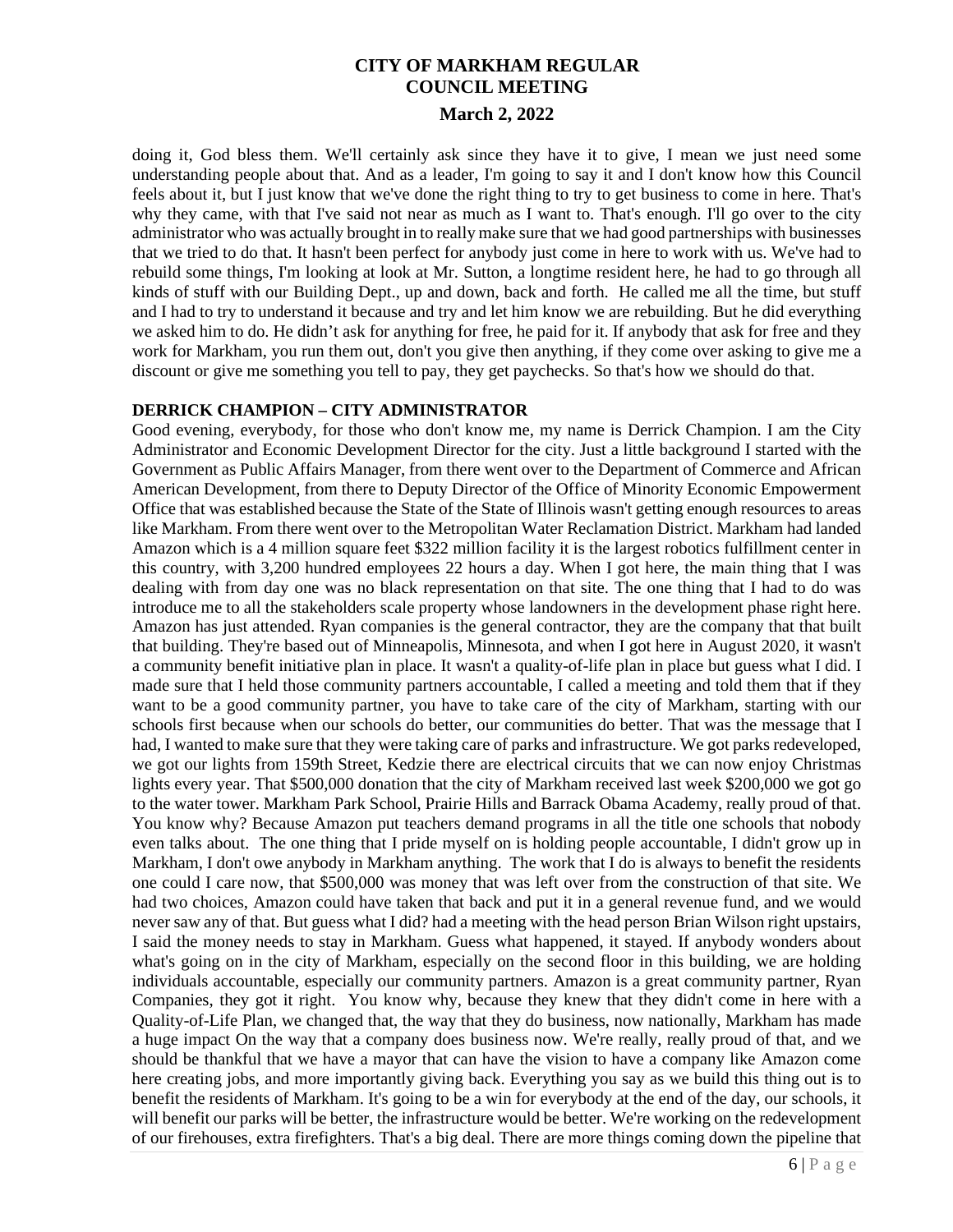doing it, God bless them. We'll certainly ask since they have it to give, I mean we just need some understanding people about that. And as a leader, I'm going to say it and I don't know how this Council feels about it, but I just know that we've done the right thing to try to get business to come in here. That's why they came, with that I've said not near as much as I want to. That's enough. I'll go over to the city administrator who was actually brought in to really make sure that we had good partnerships with businesses that we tried to do that. It hasn't been perfect for anybody just come in here to work with us. We've had to rebuild some things, I'm looking at look at Mr. Sutton, a longtime resident here, he had to go through all kinds of stuff with our Building Dept., up and down, back and forth. He called me all the time, but stuff and I had to try to understand it because and try and let him know we are rebuilding. But he did everything we asked him to do. He didn't ask for anything for free, he paid for it. If anybody that ask for free and they work for Markham, you run them out, don't you give then anything, if they come over asking to give me a discount or give me something you tell to pay, they get paychecks. So that's how we should do that.

**DERRICK CHAMPION – CITY ADMINISTRATOR**

Good evening, everybody, for those who don't know me, my name is Derrick Champion. I am the City Administrator and Economic Development Director for the city. Just a little background I started with the Government as Public Affairs Manager, from there went over to the Department of Commerce and African American Development, from there to Deputy Director of the Office of Minority Economic Empowerment Office that was established because the State of the State of Illinois wasn't getting enough resources to areas like Markham. From there went over to the Metropolitan Water Reclamation District. Markham had landed Amazon which is a 4 million square feet $322 million facility it is the largest robotics fulfillment center in this country, with 3,200 hundred employees 22 hours a day. When I got here, the main thing that I was dealing with from day one was no black representation on that site. The one thing that I had to do was introduce me to all the stakeholders scale property whose landowners in the development phase right here. Amazon has just attended. Ryan companies is the general contractor, they are the company that that built that building. They're based out of Minneapolis, Minnesota, and when I got here in August 2020, it wasn't a community benefit initiative plan in place. It wasn't a quality-of-life plan in place but guess what I did. I made sure that I held those community partners accountable, I called a meeting and told them that if they want to be a good community partner, you have to take care of the city of Markham, starting with our schools first because when our schools do better, our communities do better. That was the message that I had, I wanted to make sure that they were taking care of parks and infrastructure. We got parks redeveloped, we got our lights from 159th Street, Kedzie there are electrical circuits that we can now enjoy Christmas lights every year. That $500,000 donation that the city of Markham received last week $200,000 we got go to the water tower. Markham Park School, Prairie Hills and Barrack Obama Academy, really proud of that. You know why? Because Amazon put teachers demand programs in all the title one schools that nobody even talks about. The one thing that I pride myself on is holding people accountable, I didn't grow up in Markham, I don't owe anybody in Markham anything. The work that I do is always to benefit the residents one could I care now, that $500,000 was money that was left over from the construction of that site. We had two choices, Amazon could have taken that back and put it in a general revenue fund, and we would never saw any of that. But guess what I did? had a meeting with the head person Brian Wilson right upstairs, I said the money needs to stay in Markham. Guess what happened, it stayed. If anybody wonders about what's going on in the city of Markham, especially on the second floor in this building, we are holding individuals accountable, especially our community partners. Amazon is a great community partner, Ryan Companies, they got it right. You know why, because they knew that they didn't come in here with a Quality-of-Life Plan, we changed that, the way that they do business, now nationally, Markham has made a huge impact On the way that a company does business now. We're really, really proud of that, and we should be thankful that we have a mayor that can have the vision to have a company like Amazon come here creating jobs, and more importantly giving back. Everything you say as we build this thing out is to benefit the residents of Markham. It's going to be a win for everybody at the end of the day, our schools, it will benefit our parks will be better, the infrastructure would be better. We're working on the redevelopment of our firehouses, extra firefighters. That's a big deal. There are more things coming down the pipeline that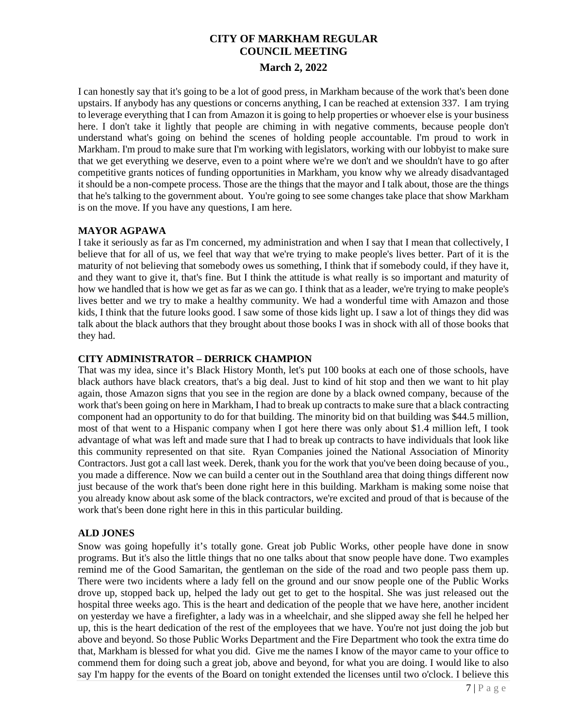I can honestly say that it's going to be a lot of good press, in Markham because of the work that's been done upstairs. If anybody has any questions or concerns anything, I can be reached at extension 337. I am trying to leverage everything that I can from Amazon it is going to help properties or whoever else is your business here. I don't take it lightly that people are chiming in with negative comments, because people don't understand what's going on behind the scenes of holding people accountable. I'm proud to work in Markham. I'm proud to make sure that I'm working with legislators, working with our lobbyist to make sure that we get everything we deserve, even to a point where we're we don't and we shouldn't have to go after competitive grants notices of funding opportunities in Markham, you know why we already disadvantaged it should be a non-compete process. Those are the things that the mayor and I talk about, those are the things that he's talking to the government about. You're going to see some changes take place that show Markham is on the move. If you have any questions, I am here.

**MAYOR AGPAWA**

I take it seriously as far as I'm concerned, my administration and when I say that I mean that collectively, I believe that for all of us, we feel that way that we're trying to make people's lives better. Part of it is the maturity of not believing that somebody owes us something, I think that if somebody could, if they have it, and they want to give it, that's fine. But I think the attitude is what really is so important and maturity of how we handled that is how we get as far as we can go. I think that as a leader, we're trying to make people's lives better and we try to make a healthy community. We had a wonderful time with Amazon and those kids, I think that the future looks good. I saw some of those kids light up. I saw a lot of things they did was talk about the black authors that they brought about those books I was in shock with all of those books that they had.

**CITY ADMINISTRATOR – DERRICK CHAMPION**

That was my idea, since it's Black History Month, let's put 100 books at each one of those schools, have black authors have black creators, that's a big deal. Just to kind of hit stop and then we want to hit play again, those Amazon signs that you see in the region are done by a black owned company, because of the work that's been going on here in Markham, I had to break up contracts to make sure that a black contracting component had an opportunity to do for that building. The minority bid on that building was $44.5 million, most of that went to a Hispanic company when I got here there was only about $1.4 million left, I took advantage of what was left and made sure that I had to break up contracts to have individuals that look like this community represented on that site. Ryan Companies joined the National Association of Minority Contractors. Just got a call last week. Derek, thank you for the work that you've been doing because of you., you made a difference. Now we can build a center out in the Southland area that doing things different now just because of the work that's been done right here in this building. Markham is making some noise that you already know about ask some of the black contractors, we're excited and proud of that is because of the work that's been done right here in this in this particular building.

**ALD JONES**

Snow was going hopefully it's totally gone. Great job Public Works, other people have done in snow programs. But it's also the little things that no one talks about that snow people have done. Two examples remind me of the Good Samaritan, the gentleman on the side of the road and two people pass them up. There were two incidents where a lady fell on the ground and our snow people one of the Public Works drove up, stopped back up, helped the lady out get to get to the hospital. She was just released out the hospital three weeks ago. This is the heart and dedication of the people that we have here, another incident on yesterday we have a firefighter, a lady was in a wheelchair, and she slipped away she fell he helped her up, this is the heart dedication of the rest of the employees that we have. You're not just doing the job but above and beyond. So those Public Works Department and the Fire Department who took the extra time do that, Markham is blessed for what you did. Give me the names I know of the mayor came to your office to commend them for doing such a great job, above and beyond, for what you are doing. I would like to also say I'm happy for the events of the Board on tonight extended the licenses until two o'clock. I believe this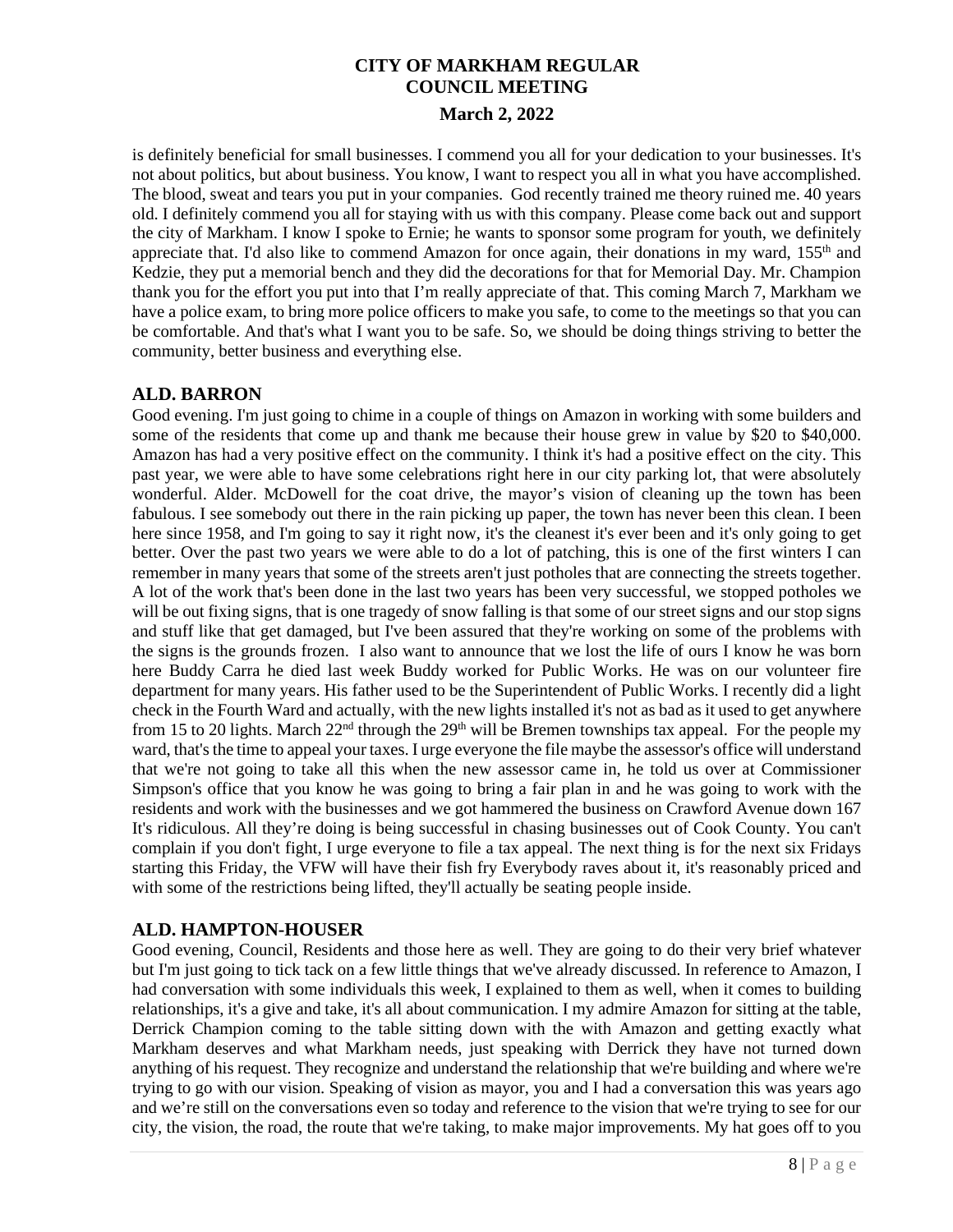is definitely beneficial for small businesses. I commend you all for your dedication to your businesses. It's not about politics, but about business. You know, I want to respect you all in what you have accomplished. The blood, sweat and tears you put in your companies. God recently trained me theory ruined me. 40 years old. I definitely commend you all for staying with us with this company. Please come back out and support the city of Markham. I know I spoke to Ernie; he wants to sponsor some program for youth, we definitely appreciate that. I'd also like to commend Amazon for once again, their donations in my ward, 155th and Kedzie, they put a memorial bench and they did the decorations for that for Memorial Day. Mr. Champion thank you for the effort you put into that I'm really appreciate of that. This coming March 7, Markham we have a police exam, to bring more police officers to make you safe, to come to the meetings so that you can be comfortable. And that's what I want you to be safe. So, we should be doing things striving to better the community, better business and everything else.

## ALD. BARRON

Good evening. I'm just going to chime in a couple of things on Amazon in working with some builders and some of the residents that come up and thank me because their house grew in value by $20 to $40,000. Amazon has had a very positive effect on the community. I think it's had a positive effect on the city. This past year, we were able to have some celebrations right here in our city parking lot, that were absolutely wonderful. Alder. McDowell for the coat drive, the mayor's vision of cleaning up the town has been fabulous. I see somebody out there in the rain picking up paper, the town has never been this clean. I been here since 1958, and I'm going to say it right now, it's the cleanest it's ever been and it's only going to get better. Over the past two years we were able to do a lot of patching, this is one of the first winters I can remember in many years that some of the streets aren't just potholes that are connecting the streets together. A lot of the work that's been done in the last two years has been very successful, we stopped potholes we will be out fixing signs, that is one tragedy of snow falling is that some of our street signs and our stop signs and stuff like that get damaged, but I've been assured that they're working on some of the problems with the signs is the grounds frozen. I also want to announce that we lost the life of ours I know he was born here Buddy Carra he died last week Buddy worked for Public Works. He was on our volunteer fire department for many years. His father used to be the Superintendent of Public Works. I recently did a light check in the Fourth Ward and actually, with the new lights installed it's not as bad as it used to get anywhere from 15 to 20 lights. March 22nd through the 29th will be Bremen townships tax appeal. For the people my ward, that's the time to appeal your taxes. I urge everyone the file maybe the assessor's office will understand that we're not going to take all this when the new assessor came in, he told us over at Commissioner Simpson's office that you know he was going to bring a fair plan in and he was going to work with the residents and work with the businesses and we got hammered the business on Crawford Avenue down 167 It's ridiculous. All they're doing is being successful in chasing businesses out of Cook County. You can't complain if you don't fight, I urge everyone to file a tax appeal. The next thing is for the next six Fridays starting this Friday, the VFW will have their fish fry Everybody raves about it, it's reasonably priced and with some of the restrictions being lifted, they'll actually be seating people inside.

## ALD. HAMPTON-HOUSER

Good evening, Council, Residents and those here as well. They are going to do their very brief whatever but I'm just going to tick tack on a few little things that we've already discussed. In reference to Amazon, I had conversation with some individuals this week, I explained to them as well, when it comes to building relationships, it's a give and take, it's all about communication. I my admire Amazon for sitting at the table, Derrick Champion coming to the table sitting down with the with Amazon and getting exactly what Markham deserves and what Markham needs, just speaking with Derrick they have not turned down anything of his request. They recognize and understand the relationship that we're building and where we're trying to go with our vision. Speaking of vision as mayor, you and I had a conversation this was years ago and we're still on the conversations even so today and reference to the vision that we're trying to see for our city, the vision, the road, the route that we're taking, to make major improvements. My hat goes off to you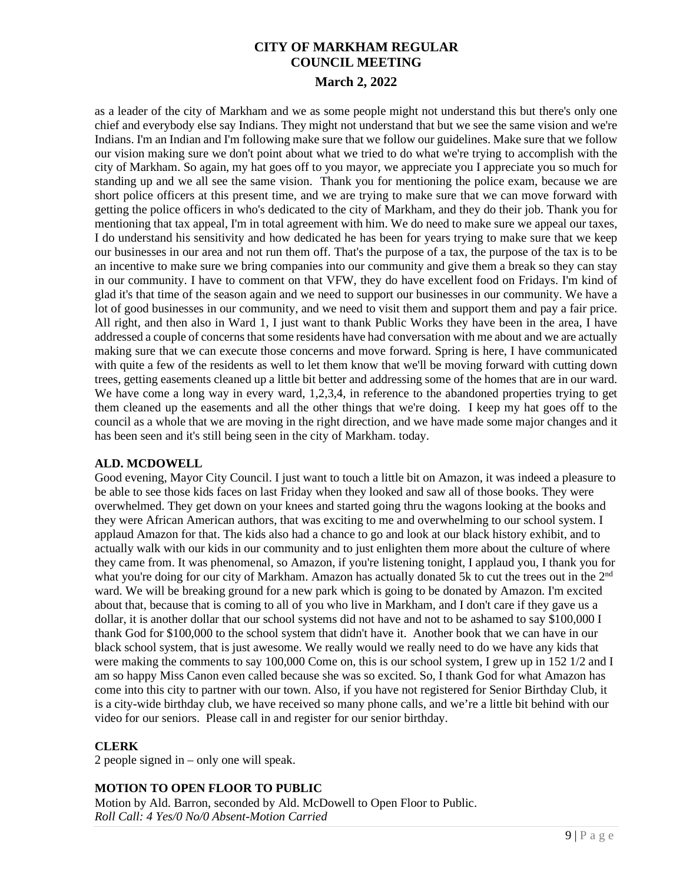as a leader of the city of Markham and we as some people might not understand this but there's only one chief and everybody else say Indians. They might not understand that but we see the same vision and we're Indians. I'm an Indian and I'm following make sure that we follow our guidelines. Make sure that we follow our vision making sure we don't point about what we tried to do what we're trying to accomplish with the city of Markham. So again, my hat goes off to you mayor, we appreciate you I appreciate you so much for standing up and we all see the same vision. Thank you for mentioning the police exam, because we are short police officers at this present time, and we are trying to make sure that we can move forward with getting the police officers in who's dedicated to the city of Markham, and they do their job. Thank you for mentioning that tax appeal, I'm in total agreement with him. We do need to make sure we appeal our taxes, I do understand his sensitivity and how dedicated he has been for years trying to make sure that we keep our businesses in our area and not run them off. That's the purpose of a tax, the purpose of the tax is to be an incentive to make sure we bring companies into our community and give them a break so they can stay in our community. I have to comment on that VFW, they do have excellent food on Fridays. I'm kind of glad it's that time of the season again and we need to support our businesses in our community. We have a lot of good businesses in our community, and we need to visit them and support them and pay a fair price. All right, and then also in Ward 1, I just want to thank Public Works they have been in the area, I have addressed a couple of concerns that some residents have had conversation with me about and we are actually making sure that we can execute those concerns and move forward. Spring is here, I have communicated with quite a few of the residents as well to let them know that we'll be moving forward with cutting down trees, getting easements cleaned up a little bit better and addressing some of the homes that are in our ward. We have come a long way in every ward, 1,2,3,4, in reference to the abandoned properties trying to get them cleaned up the easements and all the other things that we're doing. I keep my hat goes off to the council as a whole that we are moving in the right direction, and we have made some major changes and it has been seen and it's still being seen in the city of Markham. today.

**ALD. MCDOWELL**

Good evening, Mayor City Council. I just want to touch a little bit on Amazon, it was indeed a pleasure to be able to see those kids faces on last Friday when they looked and saw all of those books. They were overwhelmed. They get down on your knees and started going thru the wagons looking at the books and they were African American authors, that was exciting to me and overwhelming to our school system. I applaud Amazon for that. The kids also had a chance to go and look at our black history exhibit, and to actually walk with our kids in our community and to just enlighten them more about the culture of where they came from. It was phenomenal, so Amazon, if you're listening tonight, I applaud you, I thank you for what you're doing for our city of Markham. Amazon has actually donated 5k to cut the trees out in the 2nd ward. We will be breaking ground for a new park which is going to be donated by Amazon. I'm excited about that, because that is coming to all of you who live in Markham, and I don't care if they gave us a dollar, it is another dollar that our school systems did not have and not to be ashamed to say $100,000 I thank God for $100,000 to the school system that didn't have it. Another book that we can have in our black school system, that is just awesome. We really would we really need to do we have any kids that were making the comments to say 100,000 Come on, this is our school system, I grew up in 152 1/2 and I am so happy Miss Canon even called because she was so excited. So, I thank God for what Amazon has come into this city to partner with our town. Also, if you have not registered for Senior Birthday Club, it is a city-wide birthday club, we have received so many phone calls, and we're a little bit behind with our video for our seniors. Please call in and register for our senior birthday.

**CLERK**

2 people signed in – only one will speak.

**MOTION TO OPEN FLOOR TO PUBLIC**

Motion by Ald. Barron, seconded by Ald. McDowell to Open Floor to Public.
*Roll Call: 4 Yes/0 No/0 Absent-Motion Carried*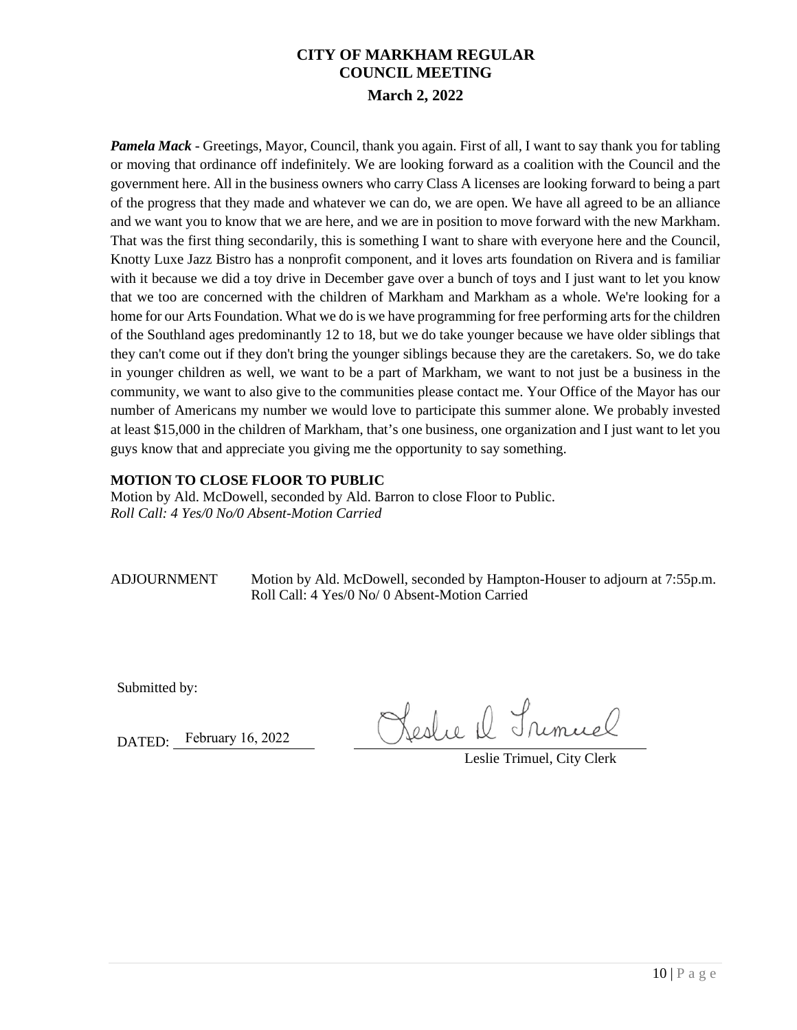# CITY OF MARKHAM REGULAR COUNCIL MEETING

## March 2, 2022

***Pamela Mack*** - Greetings, Mayor, Council, thank you again. First of all, I want to say thank you for tabling or moving that ordinance off indefinitely. We are looking forward as a coalition with the Council and the government here. All in the business owners who carry Class A licenses are looking forward to being a part of the progress that they made and whatever we can do, we are open. We have all agreed to be an alliance and we want you to know that we are here, and we are in position to move forward with the new Markham. That was the first thing secondarily, this is something I want to share with everyone here and the Council, Knotty Luxe Jazz Bistro has a nonprofit component, and it loves arts foundation on Rivera and is familiar with it because we did a toy drive in December gave over a bunch of toys and I just want to let you know that we too are concerned with the children of Markham and Markham as a whole. We're looking for a home for our Arts Foundation. What we do is we have programming for free performing arts for the children of the Southland ages predominantly 12 to 18, but we do take younger because we have older siblings that they can't come out if they don't bring the younger siblings because they are the caretakers. So, we do take in younger children as well, we want to be a part of Markham, we want to not just be a business in the community, we want to also give to the communities please contact me. Your Office of the Mayor has our number of Americans my number we would love to participate this summer alone. We probably invested at least $15,000 in the children of Markham, that's one business, one organization and I just want to let you guys know that and appreciate you giving me the opportunity to say something.

**MOTION TO CLOSE FLOOR TO PUBLIC**
Motion by Ald. McDowell, seconded by Ald. Barron to close Floor to Public.
*Roll Call: 4 Yes/0 No/0 Absent-Motion Carried*

ADJOURNMENT Motion by Ald. McDowell, seconded by Hampton-Houser to adjourn at 7:55p.m.
Roll Call: 4 Yes/0 No/ 0 Absent-Motion Carried

Submitted by:

DATED: February 16, 2022

Leslie Trimuel, City Clerk